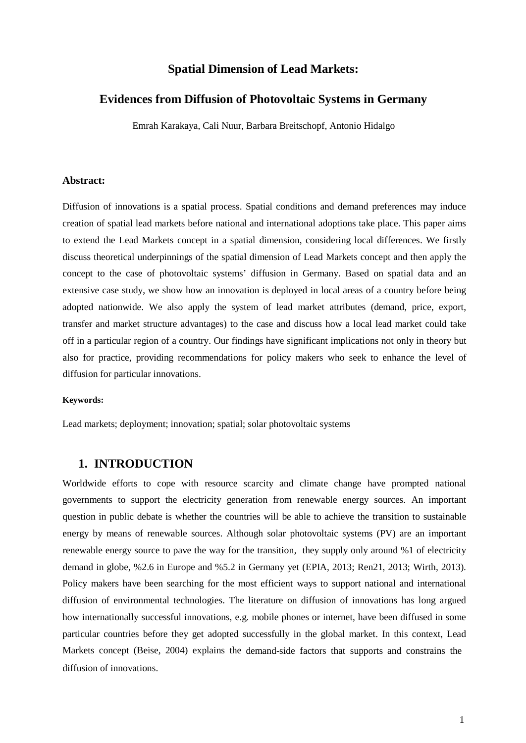# Spatial Dimension of Lead Markets:

# Evidences from Diffusion of Photovoltaic Systems in Germany

Emrah Karakaya, Cali Nuur, Barbara Breitschopf, Antonio Hidalgo

**Abstract:**

Diffusion of innovations is a spatial process. Spatial conditions and demand preferences may induce creation of spatial lead markets before national and international adoptions take place. This paper aims to extend the Lead Markets concept in a spatial dimension, considering local differences. We firstly discuss theoretical underpinnings of the spatial dimension of Lead Markets concept and then apply the concept to the case of photovoltaic systems' diffusion in Germany. Based on spatial data and an extensive case study, we show how an innovation is deployed in local areas of a country before being adopted nationwide. We also apply the system of lead market attributes (demand, price, export, transfer and market structure advantages) to the case and discuss how a local lead market could take off in a particular region of a country. Our findings have significant implications not only in theory but also for practice, providing recommendations for policy makers who seek to enhance the level of diffusion for particular innovations.

**Keywords:**

Lead markets; deployment; innovation; spatial; solar photovoltaic systems

## 1. INTRODUCTION

Worldwide efforts to cope with resource scarcity and climate change have prompted national governments to support the electricity generation from renewable energy sources. An important question in public debate is whether the countries will be able to achieve the transition to sustainable energy by means of renewable sources. Although solar photovoltaic systems (PV) are an important renewable energy source to pave the way for the transition, they supply only around %1 of electricity demand in globe, %2.6 in Europe and %5.2 in Germany yet (EPIA, 2013; Ren21, 2013; Wirth, 2013). Policy makers have been searching for the most efficient ways to support national and international diffusion of environmental technologies. The literature on diffusion of innovations has long argued how internationally successful innovations, e.g. mobile phones or internet, have been diffused in some particular countries before they get adopted successfully in the global market. In this context, Lead Markets concept (Beise, 2004) explains the demand-side factors that supports and constrains the diffusion of innovations.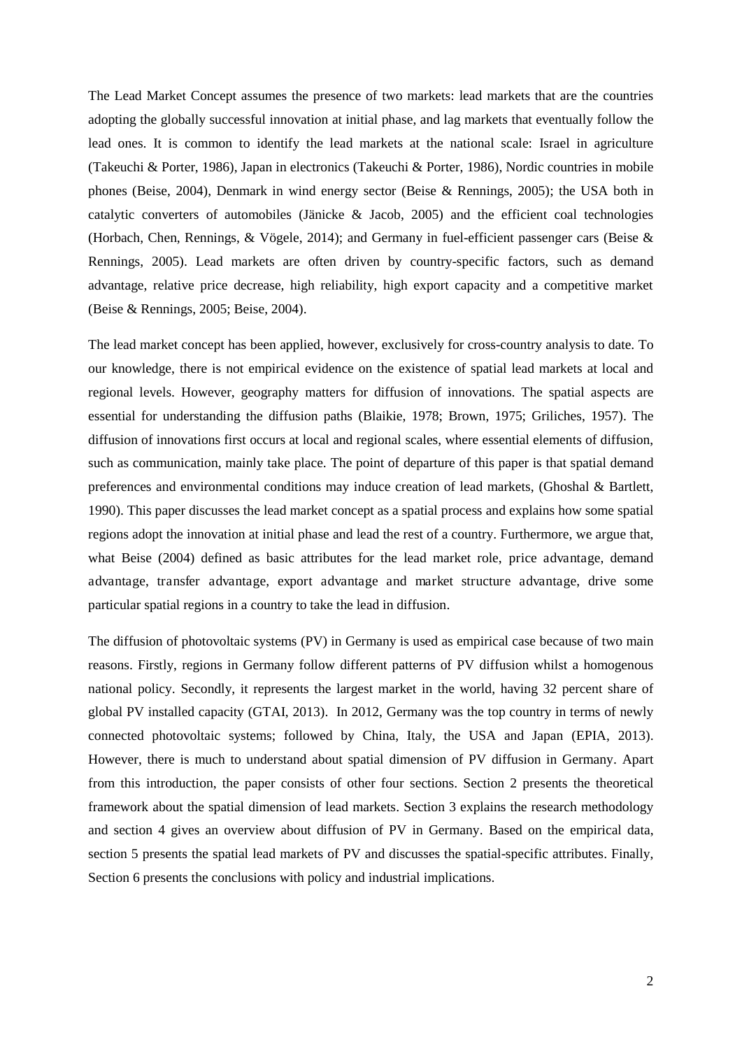The Lead Market Concept assumes the presence of two markets: lead markets that are the countries adopting the globally successful innovation at initial phase, and lag markets that eventually follow the lead ones. It is common to identify the lead markets at the national scale: Israel in agriculture (Takeuchi & Porter, 1986), Japan in electronics (Takeuchi & Porter, 1986), Nordic countries in mobile phones (Beise, 2004), Denmark in wind energy sector (Beise & Rennings, 2005); the USA both in catalytic converters of automobiles (Jänicke & Jacob, 2005) and the efficient coal technologies (Horbach, Chen, Rennings, & Vögele, 2014); and Germany in fuel-efficient passenger cars (Beise & Rennings, 2005). Lead markets are often driven by country-specific factors, such as demand advantage, relative price decrease, high reliability, high export capacity and a competitive market (Beise & Rennings, 2005; Beise, 2004).

The lead market concept has been applied, however, exclusively for cross-country analysis to date. To our knowledge, there is not empirical evidence on the existence of spatial lead markets at local and regional levels. However, geography matters for diffusion of innovations. The spatial aspects are essential for understanding the diffusion paths (Blaikie, 1978; Brown, 1975; Griliches, 1957). The diffusion of innovations first occurs at local and regional scales, where essential elements of diffusion, such as communication, mainly take place. The point of departure of this paper is that spatial demand preferences and environmental conditions may induce creation of lead markets, (Ghoshal & Bartlett, 1990). This paper discusses the lead market concept as a spatial process and explains how some spatial regions adopt the innovation at initial phase and lead the rest of a country. Furthermore, we argue that, what Beise (2004) defined as basic attributes for the lead market role, price advantage, demand advantage, transfer advantage, export advantage and market structure advantage, drive some particular spatial regions in a country to take the lead in diffusion.

The diffusion of photovoltaic systems (PV) in Germany is used as empirical case because of two main reasons. Firstly, regions in Germany follow different patterns of PV diffusion whilst a homogenous national policy. Secondly, it represents the largest market in the world, having 32 percent share of global PV installed capacity (GTAI, 2013). In 2012, Germany was the top country in terms of newly connected photovoltaic systems; followed by China, Italy, the USA and Japan (EPIA, 2013). However, there is much to understand about spatial dimension of PV diffusion in Germany. Apart from this introduction, the paper consists of other four sections. Section 2 presents the theoretical framework about the spatial dimension of lead markets. Section 3 explains the research methodology and section 4 gives an overview about diffusion of PV in Germany. Based on the empirical data, section 5 presents the spatial lead markets of PV and discusses the spatial-specific attributes. Finally, Section 6 presents the conclusions with policy and industrial implications.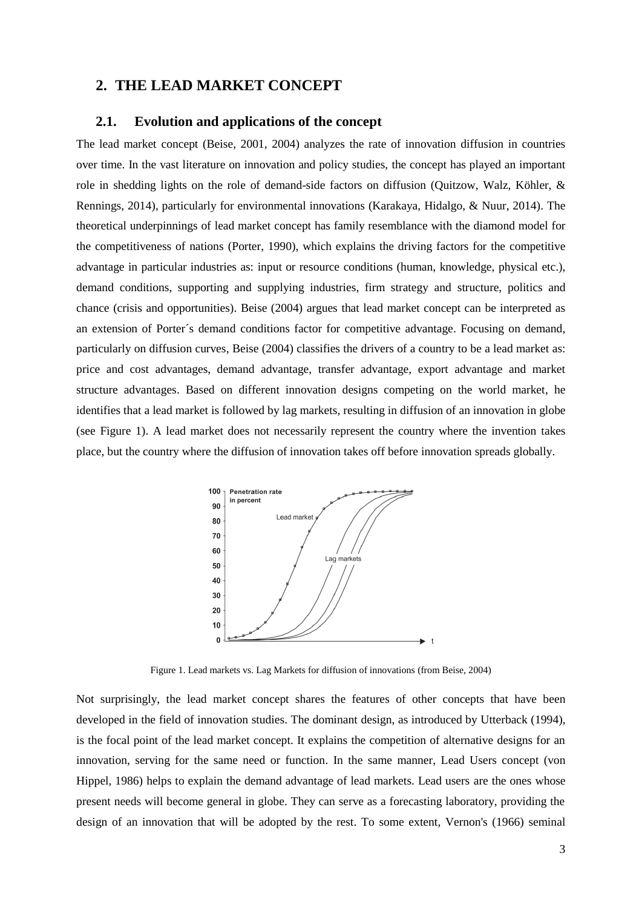## 2. THE LEAD MARKET CONCEPT

### 2.1. Evolution and applications of the concept

The lead market concept (Beise, 2001, 2004) analyzes the rate of innovation diffusion in countries over time. In the vast literature on innovation and policy studies, the concept has played an important role in shedding lights on the role of demand-side factors on diffusion (Quitzow, Walz, Köhler, & Rennings, 2014), particularly for environmental innovations (Karakaya, Hidalgo, & Nuur, 2014). The theoretical underpinnings of lead market concept has family resemblance with the diamond model for the competitiveness of nations (Porter, 1990), which explains the driving factors for the competitive advantage in particular industries as: input or resource conditions (human, knowledge, physical etc.), demand conditions, supporting and supplying industries, firm strategy and structure, politics and chance (crisis and opportunities). Beise (2004) argues that lead market concept can be interpreted as an extension of Porter´s demand conditions factor for competitive advantage. Focusing on demand, particularly on diffusion curves, Beise (2004) classifies the drivers of a country to be a lead market as: price and cost advantages, demand advantage, transfer advantage, export advantage and market structure advantages. Based on different innovation designs competing on the world market, he identifies that a lead market is followed by lag markets, resulting in diffusion of an innovation in globe (see Figure 1). A lead market does not necessarily represent the country where the invention takes place, but the country where the diffusion of innovation takes off before innovation spreads globally.

Figure 1. Lead markets vs. Lag Markets for diffusion of innovations (from Beise, 2004)

Not surprisingly, the lead market concept shares the features of other concepts that have been developed in the field of innovation studies. The dominant design, as introduced by Utterback (1994), is the focal point of the lead market concept. It explains the competition of alternative designs for an innovation, serving for the same need or function. In the same manner, Lead Users concept (von Hippel, 1986) helps to explain the demand advantage of lead markets. Lead users are the ones whose present needs will become general in globe. They can serve as a forecasting laboratory, providing the design of an innovation that will be adopted by the rest. To some extent, Vernon's (1966) seminal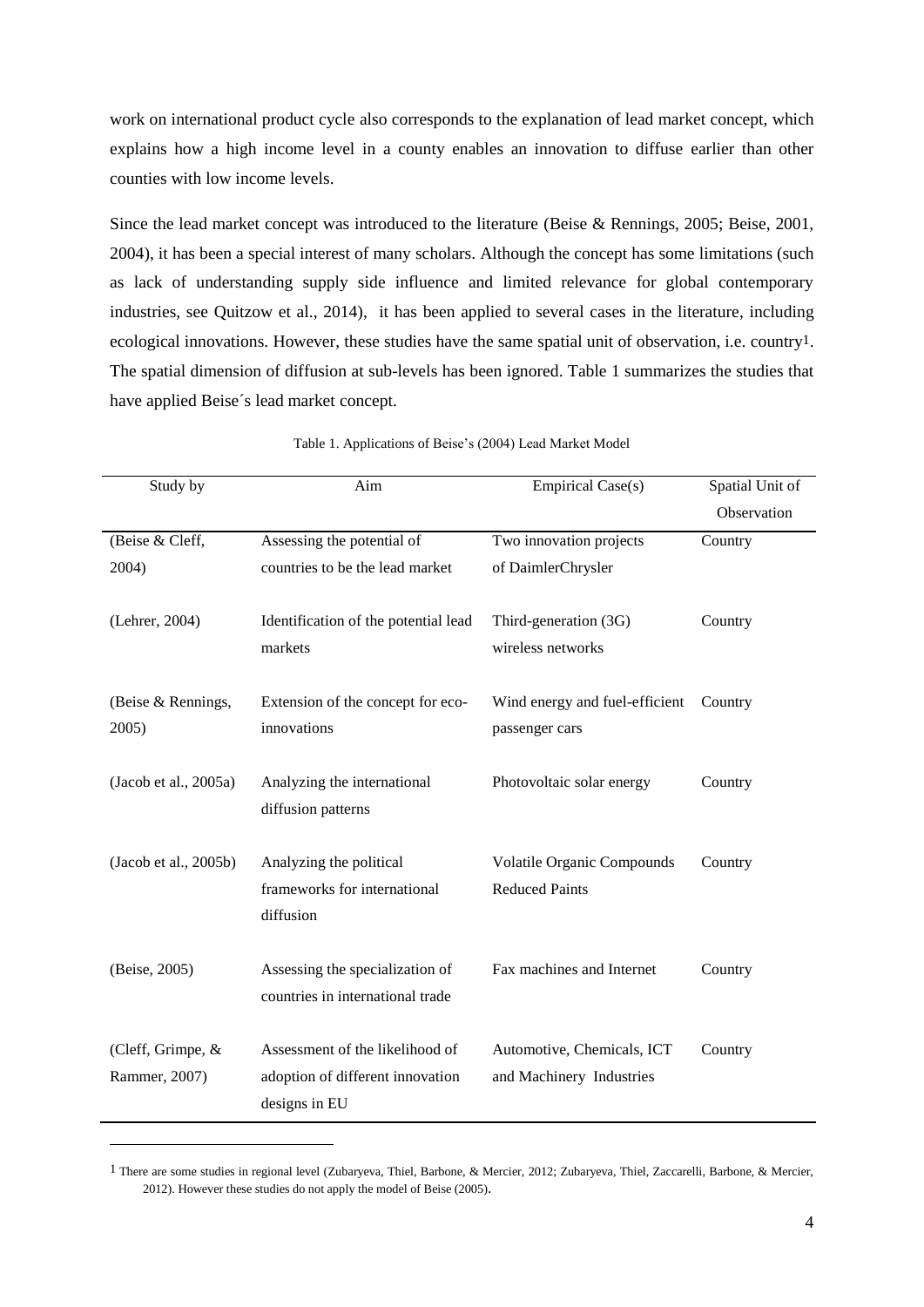work on international product cycle also corresponds to the explanation of lead market concept, which explains how a high income level in a county enables an innovation to diffuse earlier than other counties with low income levels.

Since the lead market concept was introduced to the literature (Beise & Rennings, 2005; Beise, 2001, 2004), it has been a special interest of many scholars. Although the concept has some limitations (such as lack of understanding supply side influence and limited relevance for global contemporary industries, see Quitzow et al., 2014), it has been applied to several cases in the literature, including ecological innovations. However, these studies have the same spatial unit of observation, i.e. country[1]. The spatial dimension of diffusion at sub-levels has been ignored. Table 1 summarizes the studies that have applied Beise´s lead market concept.

Table 1. Applications of Beise's (2004) Lead Market Model

| Study by | Aim | Empirical Case(s) | Spatial Unit of Observation |
|---|---|---|---|
| (Beise & Cleff, 2004) | Assessing the potential of countries to be the lead market | Two innovation projects of DaimlerChrysler | Country |
| (Lehrer, 2004) | Identification of the potential lead markets | Third-generation (3G) wireless networks | Country |
| (Beise & Rennings, 2005) | Extension of the concept for eco-innovations | Wind energy and fuel-efficient passenger cars | Country |
| (Jacob et al., 2005a) | Analyzing the international diffusion patterns | Photovoltaic solar energy | Country |
| (Jacob et al., 2005b) | Analyzing the political frameworks for international diffusion | Volatile Organic Compounds Reduced Paints | Country |
| (Beise, 2005) | Assessing the specialization of countries in international trade | Fax machines and Internet | Country |
| (Cleff, Grimpe, & Rammer, 2007) | Assessment of the likelihood of adoption of different innovation designs in EU | Automotive, Chemicals, ICT and Machinery Industries | Country |

[1] There are some studies in regional level (Zubaryeva, Thiel, Barbone, & Mercier, 2012; Zubaryeva, Thiel, Zaccarelli, Barbone, & Mercier, 2012). However these studies do not apply the model of Beise (2005).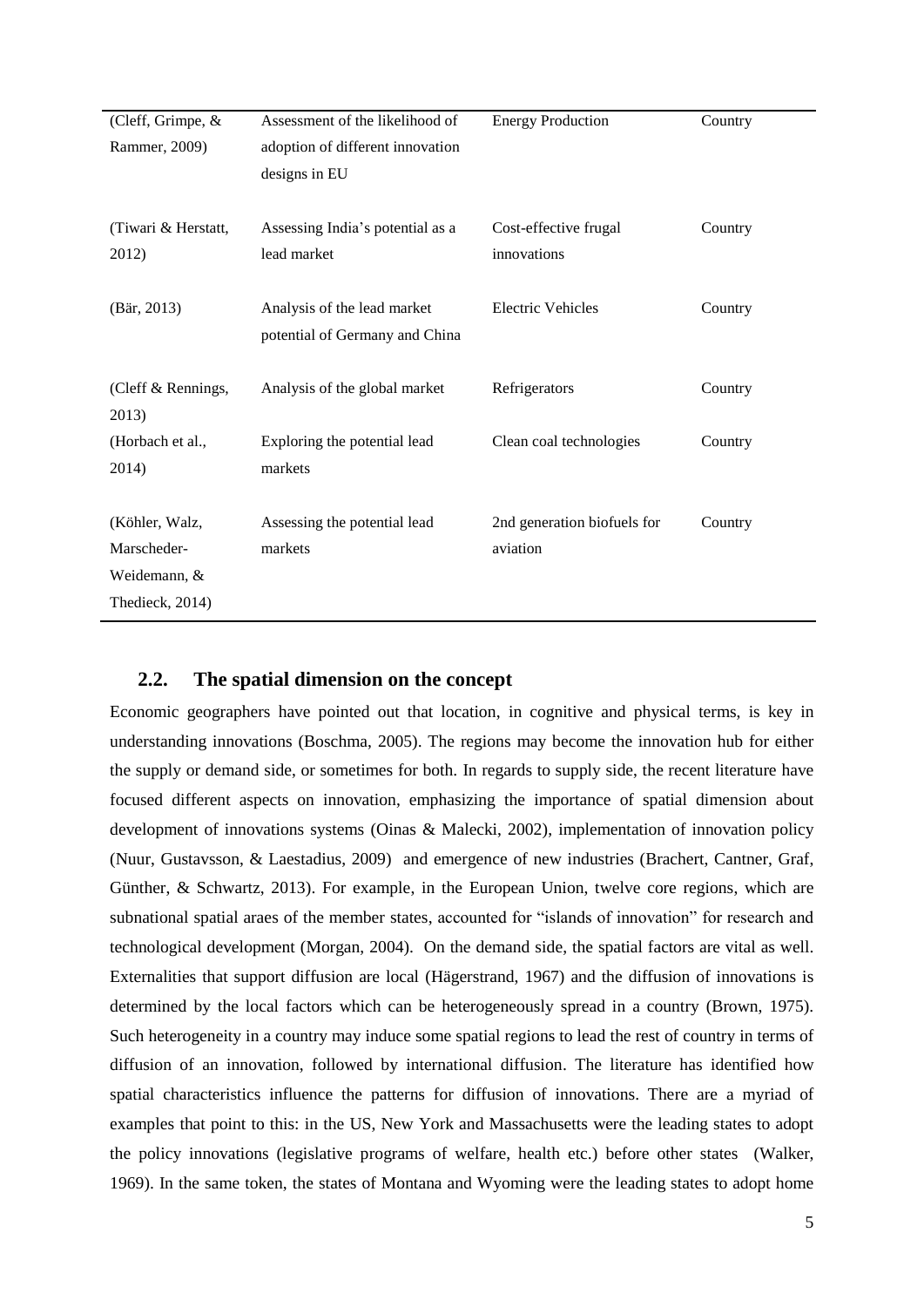| | | | |
|---|---|---|---|
| (Cleff, Grimpe, & Rammer, 2009) | Assessment of the likelihood of adoption of different innovation designs in EU | Energy Production | Country |
| (Tiwari & Herstatt, 2012) | Assessing India's potential as a lead market | Cost-effective frugal innovations | Country |
| (Bär, 2013) | Analysis of the lead market potential of Germany and China | Electric Vehicles | Country |
| (Cleff & Rennings, 2013) | Analysis of the global market | Refrigerators | Country |
| (Horbach et al., 2014) | Exploring the potential lead markets | Clean coal technologies | Country |
| (Köhler, Walz, Marscheder-Weidemann, & Thedieck, 2014) | Assessing the potential lead markets | 2nd generation biofuels for aviation | Country |

## 2.2. The spatial dimension on the concept

Economic geographers have pointed out that location, in cognitive and physical terms, is key in understanding innovations (Boschma, 2005). The regions may become the innovation hub for either the supply or demand side, or sometimes for both. In regards to supply side, the recent literature have focused different aspects on innovation, emphasizing the importance of spatial dimension about development of innovations systems (Oinas & Malecki, 2002), implementation of innovation policy (Nuur, Gustavsson, & Laestadius, 2009) and emergence of new industries (Brachert, Cantner, Graf, Günther, & Schwartz, 2013). For example, in the European Union, twelve core regions, which are subnational spatial araes of the member states, accounted for "islands of innovation" for research and technological development (Morgan, 2004). On the demand side, the spatial factors are vital as well. Externalities that support diffusion are local (Hägerstrand, 1967) and the diffusion of innovations is determined by the local factors which can be heterogeneously spread in a country (Brown, 1975). Such heterogeneity in a country may induce some spatial regions to lead the rest of country in terms of diffusion of an innovation, followed by international diffusion. The literature has identified how spatial characteristics influence the patterns for diffusion of innovations. There are a myriad of examples that point to this: in the US, New York and Massachusetts were the leading states to adopt the policy innovations (legislative programs of welfare, health etc.) before other states (Walker, 1969). In the same token, the states of Montana and Wyoming were the leading states to adopt home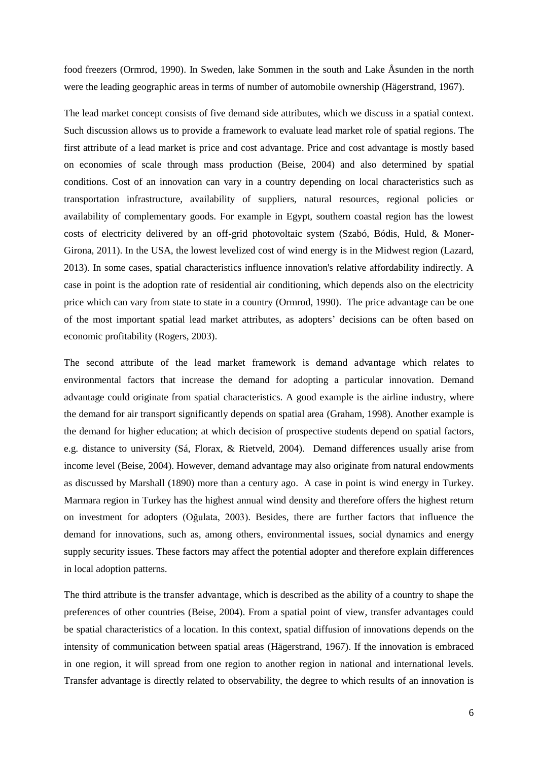food freezers (Ormrod, 1990). In Sweden, lake Sommen in the south and Lake Åsunden in the north were the leading geographic areas in terms of number of automobile ownership (Hägerstrand, 1967).

The lead market concept consists of five demand side attributes, which we discuss in a spatial context. Such discussion allows us to provide a framework to evaluate lead market role of spatial regions. The first attribute of a lead market is price and cost advantage. Price and cost advantage is mostly based on economies of scale through mass production (Beise, 2004) and also determined by spatial conditions. Cost of an innovation can vary in a country depending on local characteristics such as transportation infrastructure, availability of suppliers, natural resources, regional policies or availability of complementary goods. For example in Egypt, southern coastal region has the lowest costs of electricity delivered by an off-grid photovoltaic system (Szabó, Bódis, Huld, & Moner-Girona, 2011). In the USA, the lowest levelized cost of wind energy is in the Midwest region (Lazard, 2013). In some cases, spatial characteristics influence innovation's relative affordability indirectly. A case in point is the adoption rate of residential air conditioning, which depends also on the electricity price which can vary from state to state in a country (Ormrod, 1990). The price advantage can be one of the most important spatial lead market attributes, as adopters' decisions can be often based on economic profitability (Rogers, 2003).

The second attribute of the lead market framework is demand advantage which relates to environmental factors that increase the demand for adopting a particular innovation. Demand advantage could originate from spatial characteristics. A good example is the airline industry, where the demand for air transport significantly depends on spatial area (Graham, 1998). Another example is the demand for higher education; at which decision of prospective students depend on spatial factors, e.g. distance to university (Sá, Florax, & Rietveld, 2004). Demand differences usually arise from income level (Beise, 2004). However, demand advantage may also originate from natural endowments as discussed by Marshall (1890) more than a century ago. A case in point is wind energy in Turkey. Marmara region in Turkey has the highest annual wind density and therefore offers the highest return on investment for adopters (Oğulata, 2003). Besides, there are further factors that influence the demand for innovations, such as, among others, environmental issues, social dynamics and energy supply security issues. These factors may affect the potential adopter and therefore explain differences in local adoption patterns.

The third attribute is the transfer advantage, which is described as the ability of a country to shape the preferences of other countries (Beise, 2004). From a spatial point of view, transfer advantages could be spatial characteristics of a location. In this context, spatial diffusion of innovations depends on the intensity of communication between spatial areas (Hägerstrand, 1967). If the innovation is embraced in one region, it will spread from one region to another region in national and international levels. Transfer advantage is directly related to observability, the degree to which results of an innovation is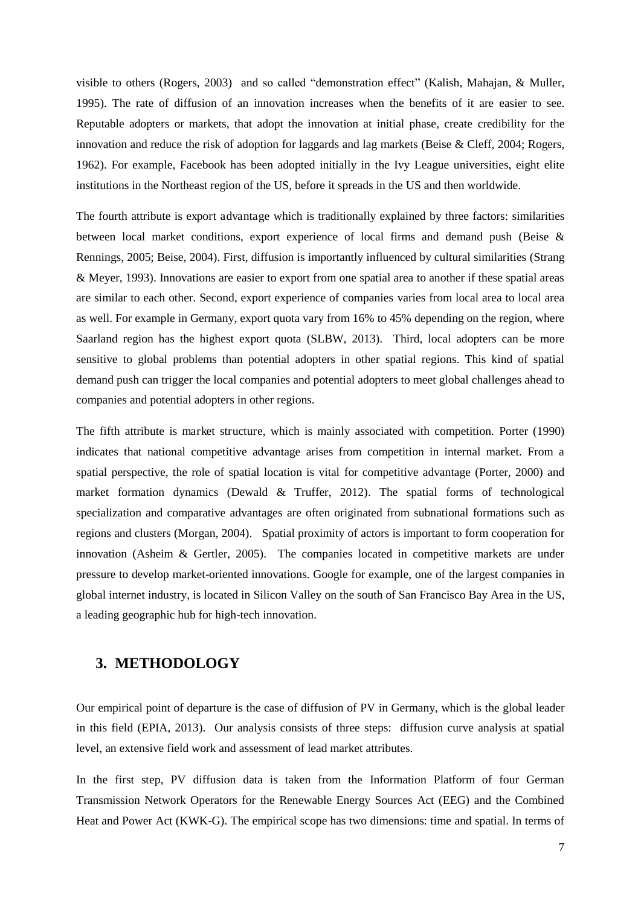visible to others (Rogers, 2003) and so called "demonstration effect" (Kalish, Mahajan, & Muller, 1995). The rate of diffusion of an innovation increases when the benefits of it are easier to see. Reputable adopters or markets, that adopt the innovation at initial phase, create credibility for the innovation and reduce the risk of adoption for laggards and lag markets (Beise & Cleff, 2004; Rogers, 1962). For example, Facebook has been adopted initially in the Ivy League universities, eight elite institutions in the Northeast region of the US, before it spreads in the US and then worldwide.

The fourth attribute is export advantage which is traditionally explained by three factors: similarities between local market conditions, export experience of local firms and demand push (Beise & Rennings, 2005; Beise, 2004). First, diffusion is importantly influenced by cultural similarities (Strang & Meyer, 1993). Innovations are easier to export from one spatial area to another if these spatial areas are similar to each other. Second, export experience of companies varies from local area to local area as well. For example in Germany, export quota vary from 16% to 45% depending on the region, where Saarland region has the highest export quota (SLBW, 2013). Third, local adopters can be more sensitive to global problems than potential adopters in other spatial regions. This kind of spatial demand push can trigger the local companies and potential adopters to meet global challenges ahead to companies and potential adopters in other regions.

The fifth attribute is market structure, which is mainly associated with competition. Porter (1990) indicates that national competitive advantage arises from competition in internal market. From a spatial perspective, the role of spatial location is vital for competitive advantage (Porter, 2000) and market formation dynamics (Dewald & Truffer, 2012). The spatial forms of technological specialization and comparative advantages are often originated from subnational formations such as regions and clusters (Morgan, 2004). Spatial proximity of actors is important to form cooperation for innovation (Asheim & Gertler, 2005). The companies located in competitive markets are under pressure to develop market-oriented innovations. Google for example, one of the largest companies in global internet industry, is located in Silicon Valley on the south of San Francisco Bay Area in the US, a leading geographic hub for high-tech innovation.

## 3. METHODOLOGY

Our empirical point of departure is the case of diffusion of PV in Germany, which is the global leader in this field (EPIA, 2013). Our analysis consists of three steps: diffusion curve analysis at spatial level, an extensive field work and assessment of lead market attributes.

In the first step, PV diffusion data is taken from the Information Platform of four German Transmission Network Operators for the Renewable Energy Sources Act (EEG) and the Combined Heat and Power Act (KWK-G). The empirical scope has two dimensions: time and spatial. In terms of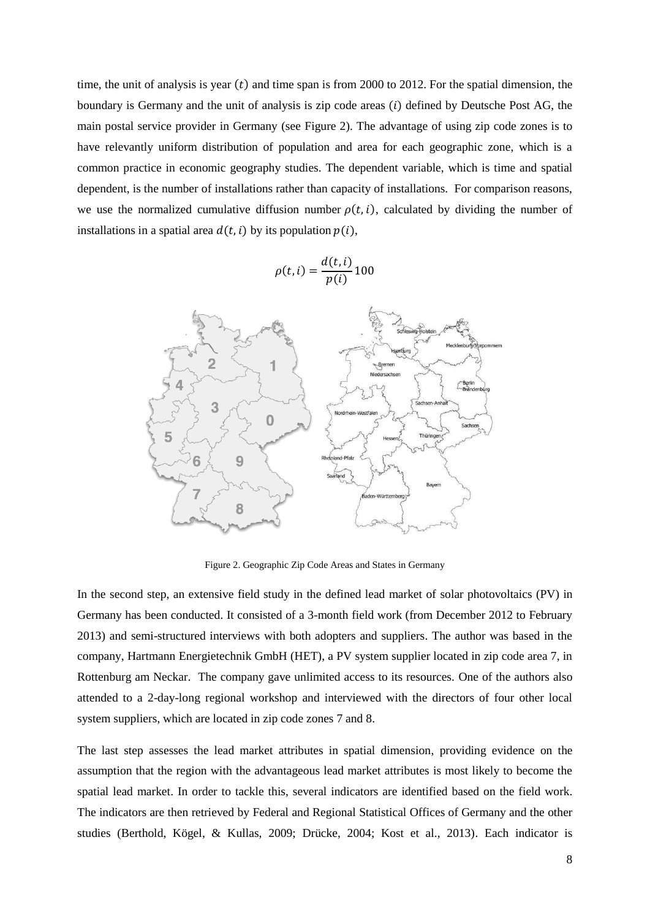time, the unit of analysis is year $(t)$ and time span is from 2000 to 2012. For the spatial dimension, the boundary is Germany and the unit of analysis is zip code areas $(i)$ defined by Deutsche Post AG, the main postal service provider in Germany (see Figure 2). The advantage of using zip code zones is to have relevantly uniform distribution of population and area for each geographic zone, which is a common practice in economic geography studies. The dependent variable, which is time and spatial dependent, is the number of installations rather than capacity of installations. For comparison reasons, we use the normalized cumulative diffusion number $\rho(t, i)$, calculated by dividing the number of installations in a spatial area $d(t, i)$ by its population $p(i)$,

$$\rho(t, i) = \frac{d(t, i)}{p(i)} 100$$

Figure 2. Geographic Zip Code Areas and States in Germany

In the second step, an extensive field study in the defined lead market of solar photovoltaics (PV) in Germany has been conducted. It consisted of a 3-month field work (from December 2012 to February 2013) and semi-structured interviews with both adopters and suppliers. The author was based in the company, Hartmann Energietechnik GmbH (HET), a PV system supplier located in zip code area 7, in Rottenburg am Neckar. The company gave unlimited access to its resources. One of the authors also attended to a 2-day-long regional workshop and interviewed with the directors of four other local system suppliers, which are located in zip code zones 7 and 8.

The last step assesses the lead market attributes in spatial dimension, providing evidence on the assumption that the region with the advantageous lead market attributes is most likely to become the spatial lead market. In order to tackle this, several indicators are identified based on the field work. The indicators are then retrieved by Federal and Regional Statistical Offices of Germany and the other studies (Berthold, Kögel, & Kullas, 2009; Drücke, 2004; Kost et al., 2013). Each indicator is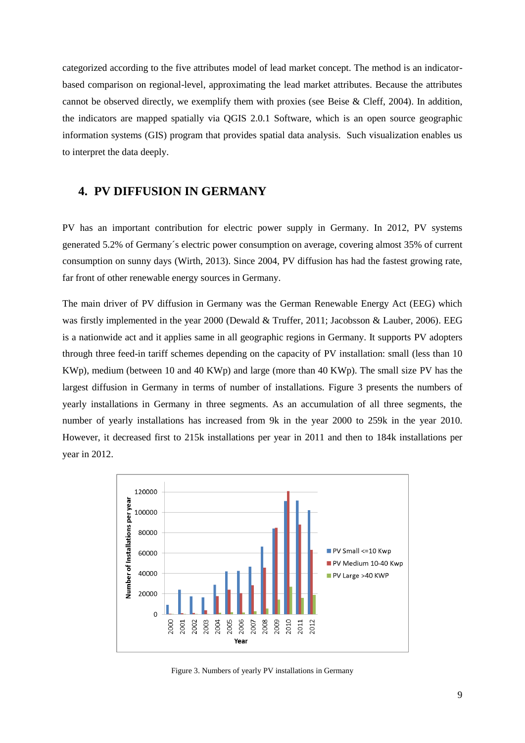categorized according to the five attributes model of lead market concept. The method is an indicator-based comparison on regional-level, approximating the lead market attributes. Because the attributes cannot be observed directly, we exemplify them with proxies (see Beise & Cleff, 2004). In addition, the indicators are mapped spatially via QGIS 2.0.1 Software, which is an open source geographic information systems (GIS) program that provides spatial data analysis. Such visualization enables us to interpret the data deeply.

## 4. PV DIFFUSION IN GERMANY

PV has an important contribution for electric power supply in Germany. In 2012, PV systems generated 5.2% of Germany´s electric power consumption on average, covering almost 35% of current consumption on sunny days (Wirth, 2013). Since 2004, PV diffusion has had the fastest growing rate, far front of other renewable energy sources in Germany.

The main driver of PV diffusion in Germany was the German Renewable Energy Act (EEG) which was firstly implemented in the year 2000 (Dewald & Truffer, 2011; Jacobsson & Lauber, 2006). EEG is a nationwide act and it applies same in all geographic regions in Germany. It supports PV adopters through three feed-in tariff schemes depending on the capacity of PV installation: small (less than 10 KWp), medium (between 10 and 40 KWp) and large (more than 40 KWp). The small size PV has the largest diffusion in Germany in terms of number of installations. Figure 3 presents the numbers of yearly installations in Germany in three segments. As an accumulation of all three segments, the number of yearly installations has increased from 9k in the year 2000 to 259k in the year 2010. However, it decreased first to 215k installations per year in 2011 and then to 184k installations per year in 2012.

Figure 3. Numbers of yearly PV installations in Germany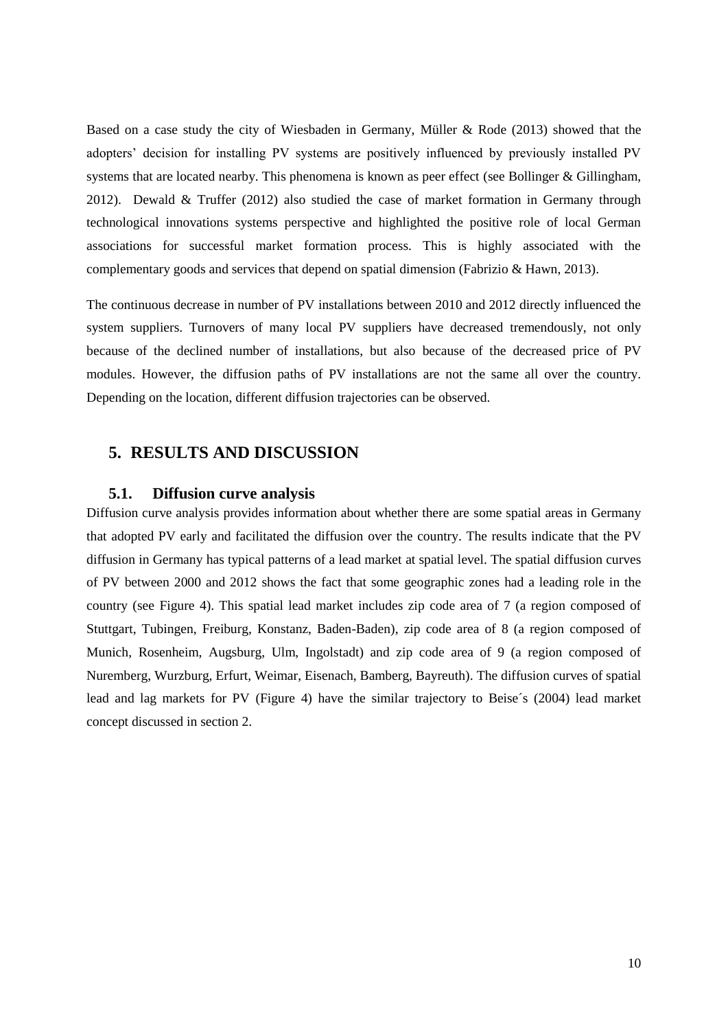Based on a case study the city of Wiesbaden in Germany, Müller & Rode (2013) showed that the adopters' decision for installing PV systems are positively influenced by previously installed PV systems that are located nearby. This phenomena is known as peer effect (see Bollinger & Gillingham, 2012). Dewald & Truffer (2012) also studied the case of market formation in Germany through technological innovations systems perspective and highlighted the positive role of local German associations for successful market formation process. This is highly associated with the complementary goods and services that depend on spatial dimension (Fabrizio & Hawn, 2013).

The continuous decrease in number of PV installations between 2010 and 2012 directly influenced the system suppliers. Turnovers of many local PV suppliers have decreased tremendously, not only because of the declined number of installations, but also because of the decreased price of PV modules. However, the diffusion paths of PV installations are not the same all over the country. Depending on the location, different diffusion trajectories can be observed.

# 5. RESULTS AND DISCUSSION

## 5.1. Diffusion curve analysis

Diffusion curve analysis provides information about whether there are some spatial areas in Germany that adopted PV early and facilitated the diffusion over the country. The results indicate that the PV diffusion in Germany has typical patterns of a lead market at spatial level. The spatial diffusion curves of PV between 2000 and 2012 shows the fact that some geographic zones had a leading role in the country (see Figure 4). This spatial lead market includes zip code area of 7 (a region composed of Stuttgart, Tubingen, Freiburg, Konstanz, Baden-Baden), zip code area of 8 (a region composed of Munich, Rosenheim, Augsburg, Ulm, Ingolstadt) and zip code area of 9 (a region composed of Nuremberg, Wurzburg, Erfurt, Weimar, Eisenach, Bamberg, Bayreuth). The diffusion curves of spatial lead and lag markets for PV (Figure 4) have the similar trajectory to Beise´s (2004) lead market concept discussed in section 2.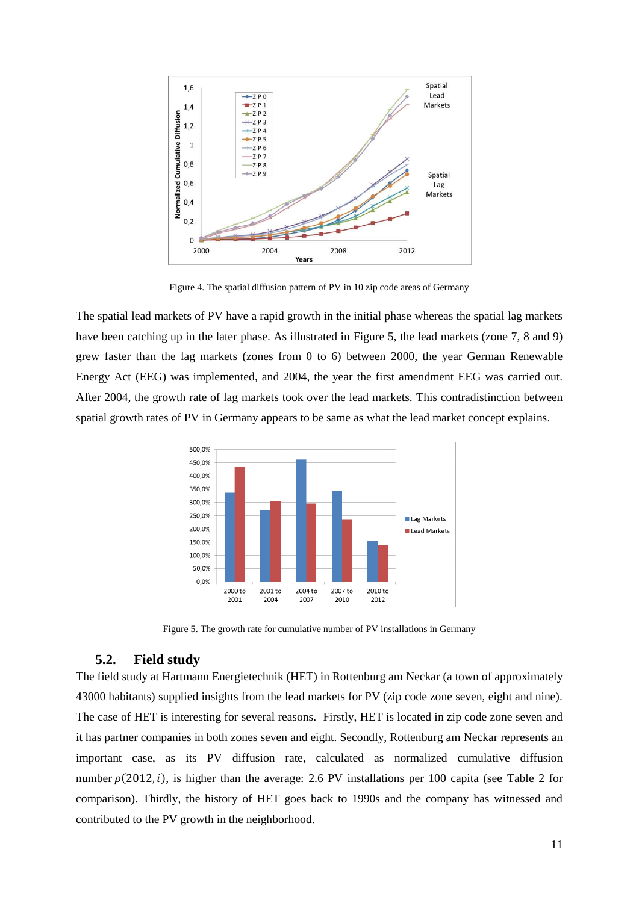Figure 4. The spatial diffusion pattern of PV in 10 zip code areas of Germany

The spatial lead markets of PV have a rapid growth in the initial phase whereas the spatial lag markets have been catching up in the later phase. As illustrated in Figure 5, the lead markets (zone 7, 8 and 9) grew faster than the lag markets (zones from 0 to 6) between 2000, the year German Renewable Energy Act (EEG) was implemented, and 2004, the year the first amendment EEG was carried out. After 2004, the growth rate of lag markets took over the lead markets. This contradistinction between spatial growth rates of PV in Germany appears to be same as what the lead market concept explains.

Figure 5. The growth rate for cumulative number of PV installations in Germany

### 5.2. Field study

The field study at Hartmann Energietechnik (HET) in Rottenburg am Neckar (a town of approximately 43000 habitants) supplied insights from the lead markets for PV (zip code zone seven, eight and nine). The case of HET is interesting for several reasons. Firstly, HET is located in zip code zone seven and it has partner companies in both zones seven and eight. Secondly, Rottenburg am Neckar represents an important case, as its PV diffusion rate, calculated as normalized cumulative diffusion number $\rho(2012, i)$, is higher than the average: 2.6 PV installations per 100 capita (see Table 2 for comparison). Thirdly, the history of HET goes back to 1990s and the company has witnessed and contributed to the PV growth in the neighborhood.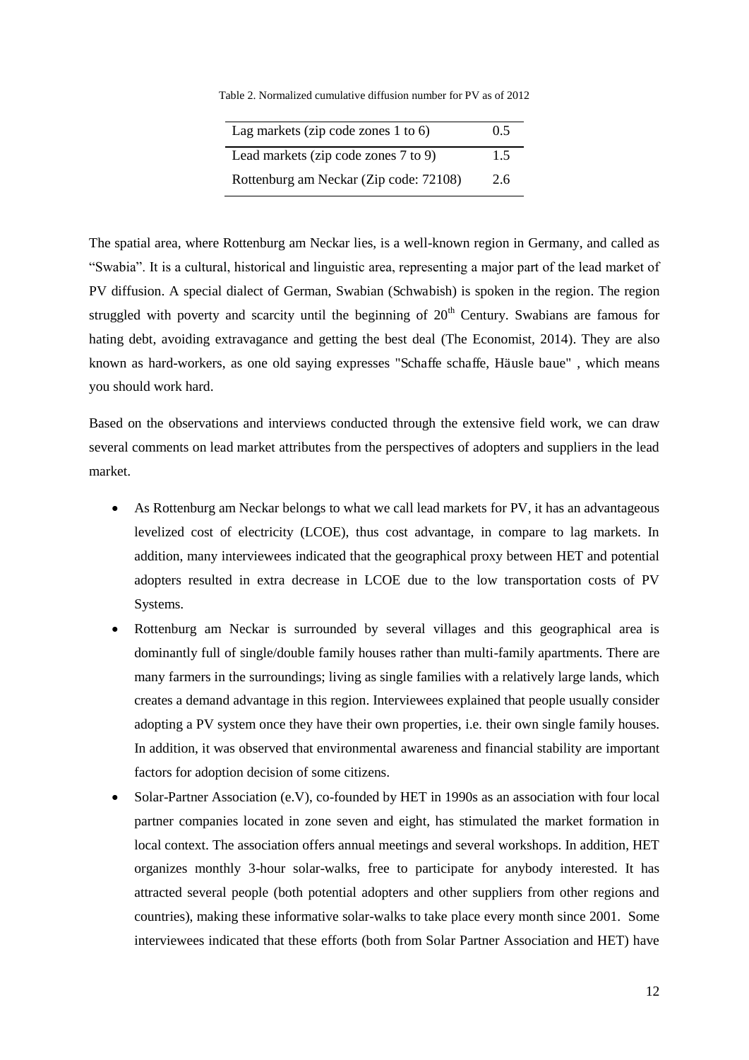Table 2. Normalized cumulative diffusion number for PV as of 2012

| | |
|---|---|
| Lag markets (zip code zones 1 to 6) | 0.5 |
| Lead markets (zip code zones 7 to 9) | 1.5 |
| Rottenburg am Neckar (Zip code: 72108) | 2.6 |

The spatial area, where Rottenburg am Neckar lies, is a well-known region in Germany, and called as "Swabia". It is a cultural, historical and linguistic area, representing a major part of the lead market of PV diffusion. A special dialect of German, Swabian (Schwabish) is spoken in the region. The region struggled with poverty and scarcity until the beginning of 20th Century. Swabians are famous for hating debt, avoiding extravagance and getting the best deal (The Economist, 2014). They are also known as hard-workers, as one old saying expresses "Schaffe schaffe, Häusle baue" , which means you should work hard.

Based on the observations and interviews conducted through the extensive field work, we can draw several comments on lead market attributes from the perspectives of adopters and suppliers in the lead market.

- As Rottenburg am Neckar belongs to what we call lead markets for PV, it has an advantageous levelized cost of electricity (LCOE), thus cost advantage, in compare to lag markets. In addition, many interviewees indicated that the geographical proxy between HET and potential adopters resulted in extra decrease in LCOE due to the low transportation costs of PV Systems.
- Rottenburg am Neckar is surrounded by several villages and this geographical area is dominantly full of single/double family houses rather than multi-family apartments. There are many farmers in the surroundings; living as single families with a relatively large lands, which creates a demand advantage in this region. Interviewees explained that people usually consider adopting a PV system once they have their own properties, i.e. their own single family houses. In addition, it was observed that environmental awareness and financial stability are important factors for adoption decision of some citizens.
- Solar-Partner Association (e.V), co-founded by HET in 1990s as an association with four local partner companies located in zone seven and eight, has stimulated the market formation in local context. The association offers annual meetings and several workshops. In addition, HET organizes monthly 3-hour solar-walks, free to participate for anybody interested. It has attracted several people (both potential adopters and other suppliers from other regions and countries), making these informative solar-walks to take place every month since 2001. Some interviewees indicated that these efforts (both from Solar Partner Association and HET) have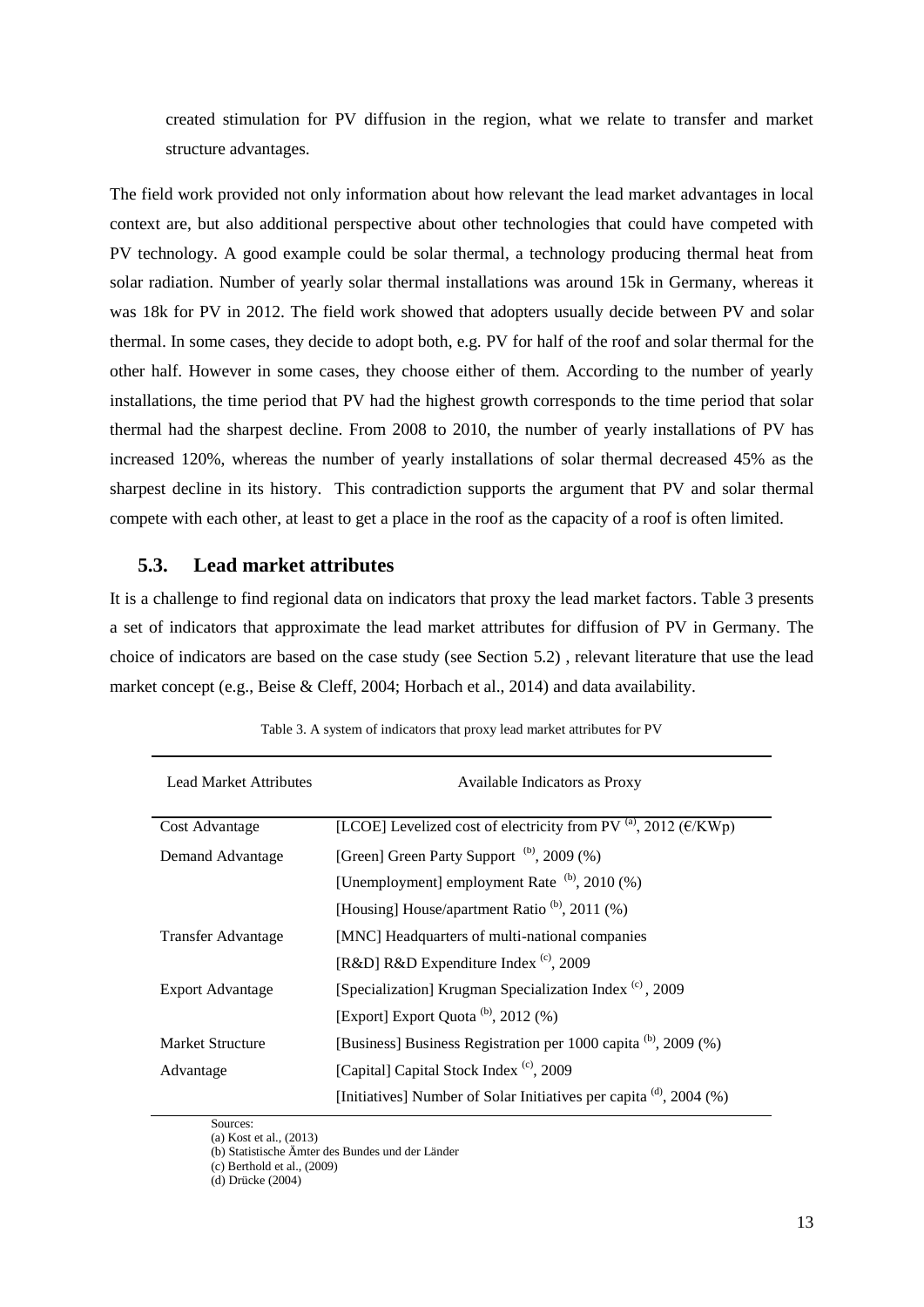created stimulation for PV diffusion in the region, what we relate to transfer and market structure advantages.

The field work provided not only information about how relevant the lead market advantages in local context are, but also additional perspective about other technologies that could have competed with PV technology. A good example could be solar thermal, a technology producing thermal heat from solar radiation. Number of yearly solar thermal installations was around 15k in Germany, whereas it was 18k for PV in 2012. The field work showed that adopters usually decide between PV and solar thermal. In some cases, they decide to adopt both, e.g. PV for half of the roof and solar thermal for the other half. However in some cases, they choose either of them. According to the number of yearly installations, the time period that PV had the highest growth corresponds to the time period that solar thermal had the sharpest decline. From 2008 to 2010, the number of yearly installations of PV has increased 120%, whereas the number of yearly installations of solar thermal decreased 45% as the sharpest decline in its history. This contradiction supports the argument that PV and solar thermal compete with each other, at least to get a place in the roof as the capacity of a roof is often limited.

## 5.3. Lead market attributes

It is a challenge to find regional data on indicators that proxy the lead market factors. Table 3 presents a set of indicators that approximate the lead market attributes for diffusion of PV in Germany. The choice of indicators are based on the case study (see Section 5.2) , relevant literature that use the lead market concept (e.g., Beise & Cleff, 2004; Horbach et al., 2014) and data availability.

Table 3. A system of indicators that proxy lead market attributes for PV

| Lead Market Attributes | Available Indicators as Proxy |
|---|---|
| Cost Advantage | [LCOE] Levelized cost of electricity from PV [(a)], 2012 (€/KWp) |
| Demand Advantage | [Green] Green Party Support [(b)], 2009 (%) |
| | [Unemployment] employment Rate [(b)], 2010 (%) |
| | [Housing] House/apartment Ratio [(b)], 2011 (%) |
| Transfer Advantage | [MNC] Headquarters of multi-national companies |
| | [R&D] R&D Expenditure Index [(c)], 2009 |
| Export Advantage | [Specialization] Krugman Specialization Index [(c)], 2009 |
| | [Export] Export Quota [(b)], 2012 (%) |
| Market Structure Advantage | [Business] Business Registration per 1000 capita [(b)], 2009 (%) |
| | [Capital] Capital Stock Index [(c)], 2009 |
| | [Initiatives] Number of Solar Initiatives per capita [(d)], 2004 (%) |

Sources:
(a) Kost et al., (2013)
(b) Statistische Ämter des Bundes und der Länder
(c) Berthold et al., (2009)
(d) Drücke (2004)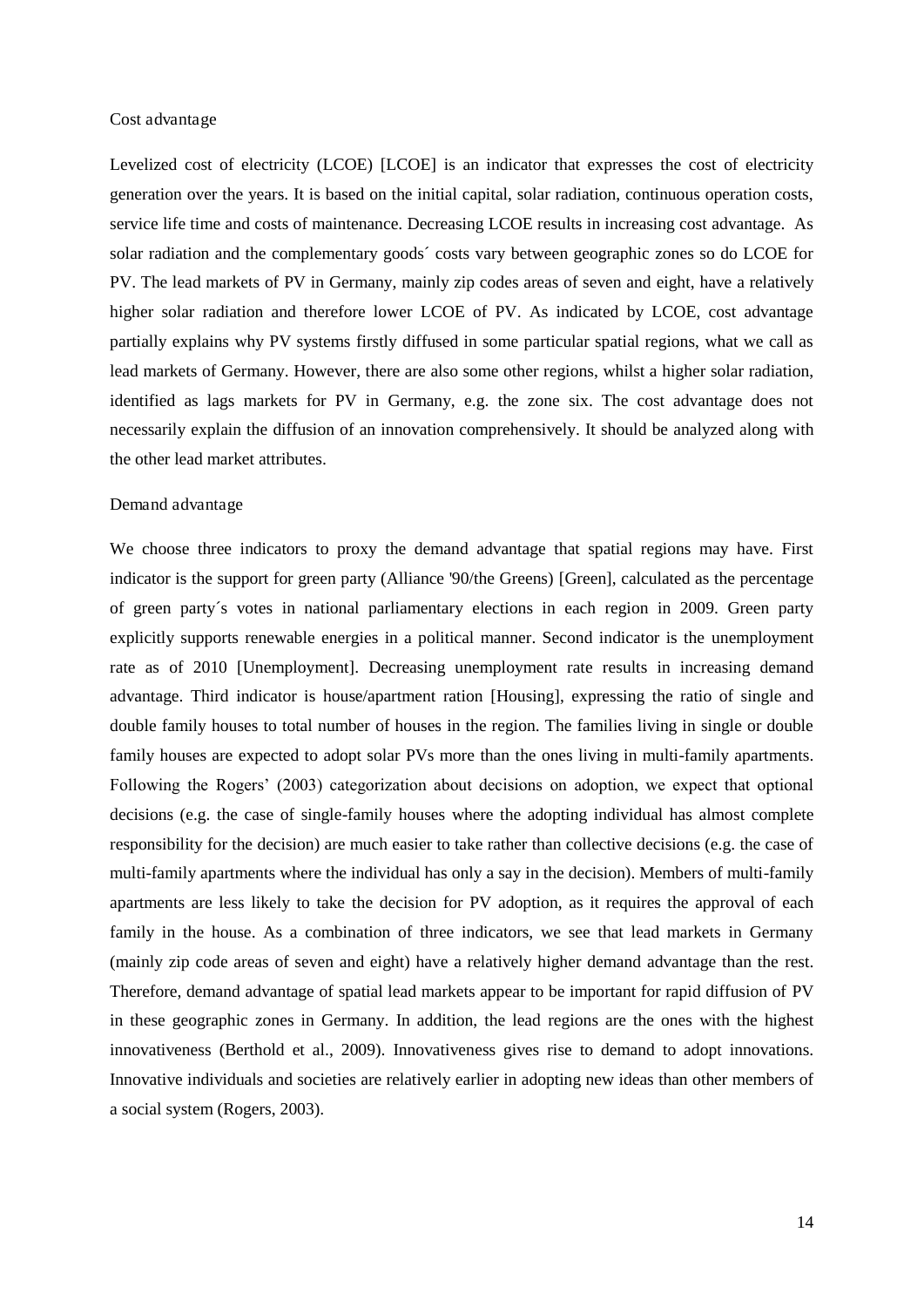Cost advantage

Levelized cost of electricity (LCOE) [LCOE] is an indicator that expresses the cost of electricity generation over the years. It is based on the initial capital, solar radiation, continuous operation costs, service life time and costs of maintenance. Decreasing LCOE results in increasing cost advantage. As solar radiation and the complementary goods´ costs vary between geographic zones so do LCOE for PV. The lead markets of PV in Germany, mainly zip codes areas of seven and eight, have a relatively higher solar radiation and therefore lower LCOE of PV. As indicated by LCOE, cost advantage partially explains why PV systems firstly diffused in some particular spatial regions, what we call as lead markets of Germany. However, there are also some other regions, whilst a higher solar radiation, identified as lags markets for PV in Germany, e.g. the zone six. The cost advantage does not necessarily explain the diffusion of an innovation comprehensively. It should be analyzed along with the other lead market attributes.

Demand advantage

We choose three indicators to proxy the demand advantage that spatial regions may have. First indicator is the support for green party (Alliance '90/the Greens) [Green], calculated as the percentage of green party´s votes in national parliamentary elections in each region in 2009. Green party explicitly supports renewable energies in a political manner. Second indicator is the unemployment rate as of 2010 [Unemployment]. Decreasing unemployment rate results in increasing demand advantage. Third indicator is house/apartment ration [Housing], expressing the ratio of single and double family houses to total number of houses in the region. The families living in single or double family houses are expected to adopt solar PVs more than the ones living in multi-family apartments. Following the Rogers' (2003) categorization about decisions on adoption, we expect that optional decisions (e.g. the case of single-family houses where the adopting individual has almost complete responsibility for the decision) are much easier to take rather than collective decisions (e.g. the case of multi-family apartments where the individual has only a say in the decision). Members of multi-family apartments are less likely to take the decision for PV adoption, as it requires the approval of each family in the house. As a combination of three indicators, we see that lead markets in Germany (mainly zip code areas of seven and eight) have a relatively higher demand advantage than the rest. Therefore, demand advantage of spatial lead markets appear to be important for rapid diffusion of PV in these geographic zones in Germany. In addition, the lead regions are the ones with the highest innovativeness (Berthold et al., 2009). Innovativeness gives rise to demand to adopt innovations. Innovative individuals and societies are relatively earlier in adopting new ideas than other members of a social system (Rogers, 2003).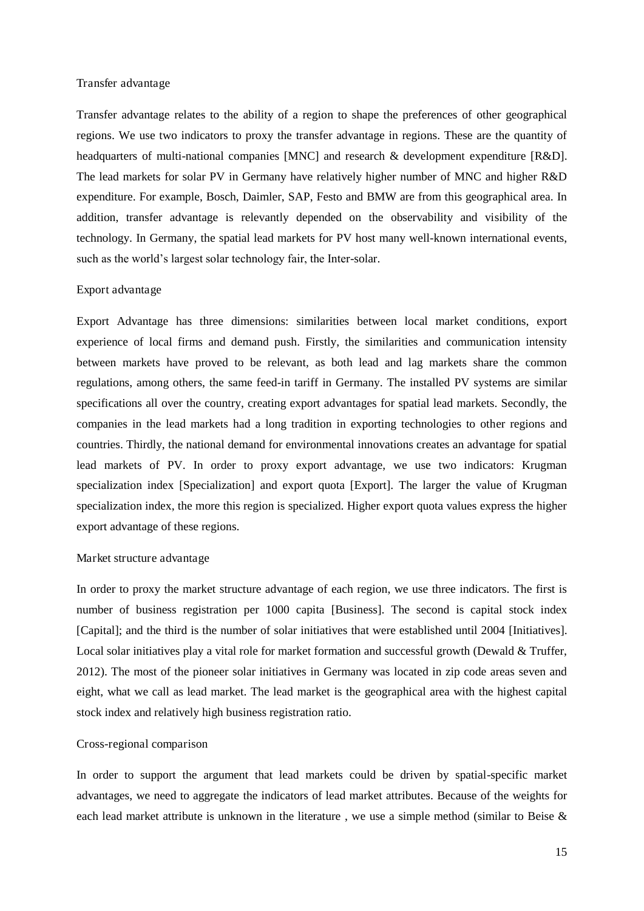### Transfer advantage

Transfer advantage relates to the ability of a region to shape the preferences of other geographical regions. We use two indicators to proxy the transfer advantage in regions. These are the quantity of headquarters of multi-national companies [MNC] and research & development expenditure [R&D]. The lead markets for solar PV in Germany have relatively higher number of MNC and higher R&D expenditure. For example, Bosch, Daimler, SAP, Festo and BMW are from this geographical area. In addition, transfer advantage is relevantly depended on the observability and visibility of the technology. In Germany, the spatial lead markets for PV host many well-known international events, such as the world's largest solar technology fair, the Inter-solar.

### Export advantage

Export Advantage has three dimensions: similarities between local market conditions, export experience of local firms and demand push. Firstly, the similarities and communication intensity between markets have proved to be relevant, as both lead and lag markets share the common regulations, among others, the same feed-in tariff in Germany. The installed PV systems are similar specifications all over the country, creating export advantages for spatial lead markets. Secondly, the companies in the lead markets had a long tradition in exporting technologies to other regions and countries. Thirdly, the national demand for environmental innovations creates an advantage for spatial lead markets of PV. In order to proxy export advantage, we use two indicators: Krugman specialization index [Specialization] and export quota [Export]. The larger the value of Krugman specialization index, the more this region is specialized. Higher export quota values express the higher export advantage of these regions.

### Market structure advantage

In order to proxy the market structure advantage of each region, we use three indicators. The first is number of business registration per 1000 capita [Business]. The second is capital stock index [Capital]; and the third is the number of solar initiatives that were established until 2004 [Initiatives]. Local solar initiatives play a vital role for market formation and successful growth (Dewald & Truffer, 2012). The most of the pioneer solar initiatives in Germany was located in zip code areas seven and eight, what we call as lead market. The lead market is the geographical area with the highest capital stock index and relatively high business registration ratio.

### Cross-regional comparison

In order to support the argument that lead markets could be driven by spatial-specific market advantages, we need to aggregate the indicators of lead market attributes. Because of the weights for each lead market attribute is unknown in the literature , we use a simple method (similar to Beise &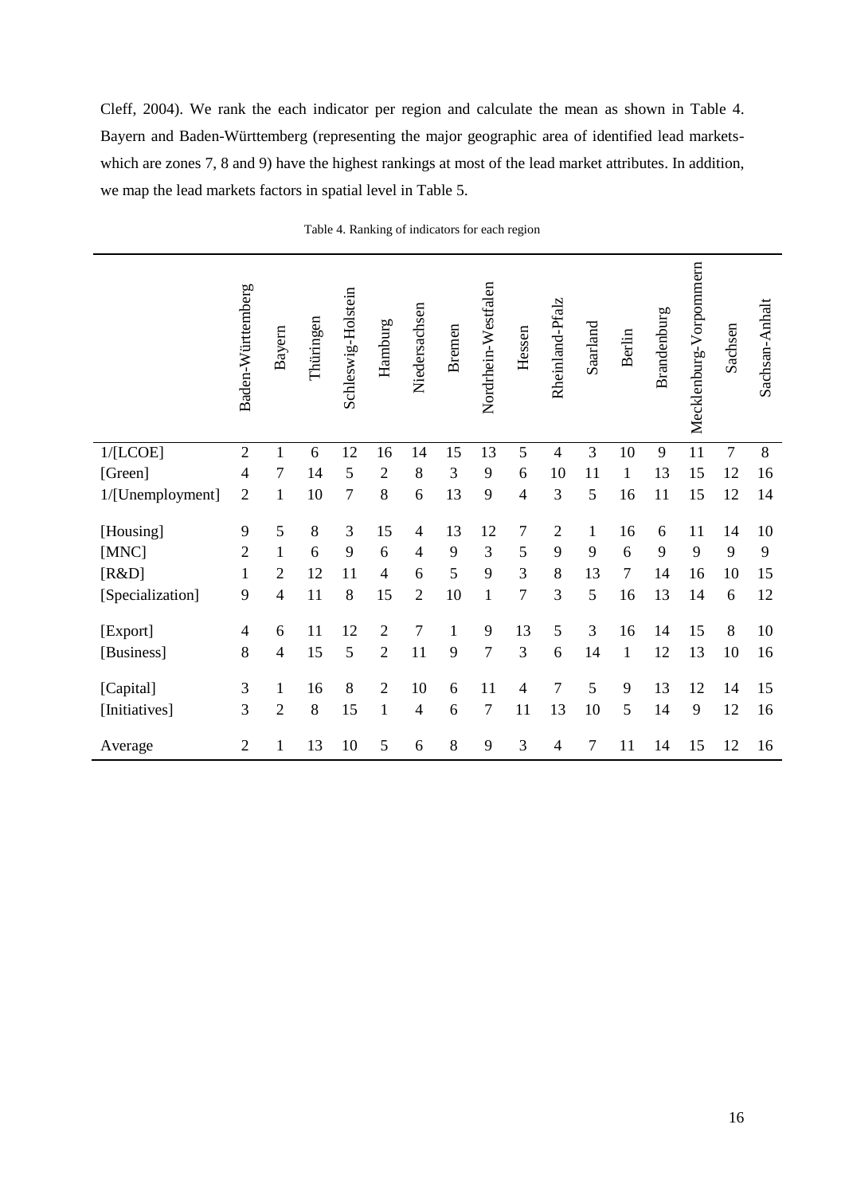Cleff, 2004). We rank the each indicator per region and calculate the mean as shown in Table 4. Bayern and Baden-Württemberg (representing the major geographic area of identified lead markets-which are zones 7, 8 and 9) have the highest rankings at most of the lead market attributes. In addition, we map the lead markets factors in spatial level in Table 5.

Table 4. Ranking of indicators for each region

| | Baden-Württemberg | Bayern | Thüringen | Schleswig-Holstein | Hamburg | Niedersachsen | Bremen | Nordrhein-Westfalen | Hessen | Rheinland-Pfalz | Saarland | Berlin | Brandenburg | Mecklenburg-Vorpommern | Sachsen | Sachsan-Anhalt |
|---|---|---|---|---|---|---|---|---|---|---|---|---|---|---|---|---|
| 1/[LCOE] | 2 | 1 | 6 | 12 | 16 | 14 | 15 | 13 | 5 | 4 | 3 | 10 | 9 | 11 | 7 | 8 |
| [Green] | 4 | 7 | 14 | 5 | 2 | 8 | 3 | 9 | 6 | 10 | 11 | 1 | 13 | 15 | 12 | 16 |
| 1/[Unemployment] | 2 | 1 | 10 | 7 | 8 | 6 | 13 | 9 | 4 | 3 | 5 | 16 | 11 | 15 | 12 | 14 |
| [Housing] | 9 | 5 | 8 | 3 | 15 | 4 | 13 | 12 | 7 | 2 | 1 | 16 | 6 | 11 | 14 | 10 |
| [MNC] | 2 | 1 | 6 | 9 | 6 | 4 | 9 | 3 | 5 | 9 | 9 | 6 | 9 | 9 | 9 | 9 |
| [R&D] | 1 | 2 | 12 | 11 | 4 | 6 | 5 | 9 | 3 | 8 | 13 | 7 | 14 | 16 | 10 | 15 |
| [Specialization] | 9 | 4 | 11 | 8 | 15 | 2 | 10 | 1 | 7 | 3 | 5 | 16 | 13 | 14 | 6 | 12 |
| [Export] | 4 | 6 | 11 | 12 | 2 | 7 | 1 | 9 | 13 | 5 | 3 | 16 | 14 | 15 | 8 | 10 |
| [Business] | 8 | 4 | 15 | 5 | 2 | 11 | 9 | 7 | 3 | 6 | 14 | 1 | 12 | 13 | 10 | 16 |
| [Capital] | 3 | 1 | 16 | 8 | 2 | 10 | 6 | 11 | 4 | 7 | 5 | 9 | 13 | 12 | 14 | 15 |
| [Initiatives] | 3 | 2 | 8 | 15 | 1 | 4 | 6 | 7 | 11 | 13 | 10 | 5 | 14 | 9 | 12 | 16 |
| Average | 2 | 1 | 13 | 10 | 5 | 6 | 8 | 9 | 3 | 4 | 7 | 11 | 14 | 15 | 12 | 16 |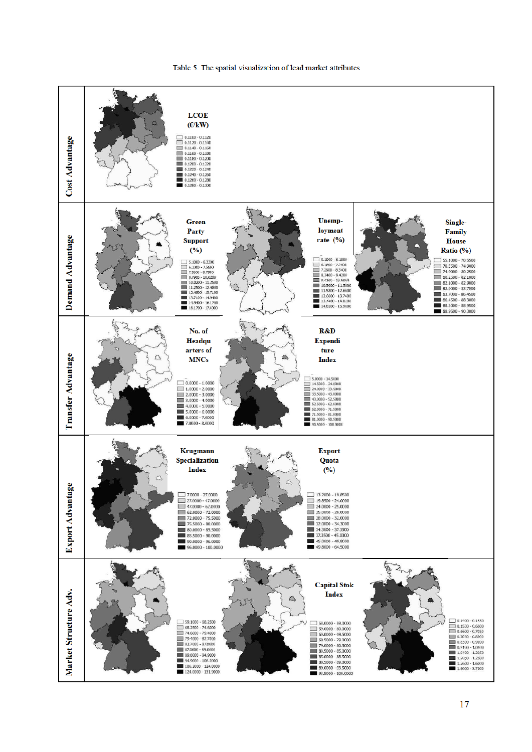Table 5. The spatial visualization of lead market attributes

| | | | |
|---|---|---|---|
| **Cost Advantage** | **LCOE (€/kW)** 0.1100 - 0.1120; 0.1120 - 0.1140; 0.1140 - 0.1160; 0.1160 - 0.1180; 0.1180 - 0.1200; 0.1200 - 0.1220; 0.1220 - 0.1240; 0.1240 - 0.1260; 0.1260 - 0.1280; 0.1280 - 0.1300 | | |
| **Demand Advantage** | **Green Party Support (%)** 5.1000 - 6.3300; 6.3300 - 7.5600; 7.5600 - 8.7900; 8.7900 - 10.0200; 10.0200 - 11.2500; 11.2500 - 12.4800; 12.4800 - 13.7100; 13.7100 - 14.9400; 14.9400 - 16.1700; 16.1700 - 17.4000 | **Unemployment rate (%)** 5.1000 - 6.1800; 6.1800 - 7.2600; 7.2600 - 8.3400; 8.3400 - 9.4200; 9.4200 - 10.5000; 10.5000 - 11.5800; 11.5800 - 12.6600; 12.6600 - 13.7400; 13.7400 - 14.8200; 14.8200 - 15.9000 | **Single-Family House Ratio (%)** 55.1000 - 70.5500; 70.5500 - 74.9000; 74.9000 - 80.2500; 80.2500 - 82.1000; 82.1000 - 82.9000; 82.9000 - 83.7000; 83.7000 - 86.4500; 86.4500 - 88.3000; 88.3000 - 88.9500; 88.9500 - 90.3000 |
| **Transfer Advantage** | **No. of Headquarters of MNCs** 0.0000 - 1.0000; 1.0000 - 2.0000; 2.0000 - 3.0000; 3.0000 - 4.0000; 4.0000 - 5.0000; 5.0000 - 6.0000; 6.0000 - 7.0000; 7.0000 - 8.0000 | **R&D Expenditure Index** 5.0000 - 14.5000; 14.5000 - 24.0000; 24.0000 - 33.5000; 33.5000 - 43.0000; 43.0000 - 52.5000; 52.5000 - 62.0000; 62.0000 - 71.5000; 71.5000 - 81.0000; 81.0000 - 90.5000; 90.5000 - 100.0000 | |
| **Export Advantage** | **Krugmann Specialization Index** 7.0000 - 27.0000; 27.0000 - 47.0000; 47.0000 - 62.0000; 62.0000 - 72.0000; 72.0000 - 75.5000; 75.5000 - 80.0000; 80.0000 - 85.5000; 85.5000 - 90.0000; 90.0000 - 96.0000; 96.0000 - 100.0000 | **Export Quota (%)** 13.2000 - 19.8500; 19.8500 - 24.0000; 24.0000 - 25.0000; 25.0000 - 26.0000; 26.0000 - 32.0000; 32.0000 - 34.3000; 34.3000 - 37.3500; 37.3500 - 45.0000; 45.0000 - 49.8000; 49.8000 - 64.5000 | |
| **Market Structure Adv.** | 59.1000 - 68.2500; 68.2500 - 74.6000; 74.6000 - 79.4000; 79.4000 - 82.7000; 82.7000 - 87.0000; 87.0000 - 89.0000; 89.0000 - 94.9000; 94.9000 - 106.2000; 106.2000 - 124.0000; 124.0000 - 131.9000 | **Capital Stok Index** 58.0000 - 59.0000; 59.0000 - 60.0000; 60.0000 - 69.5000; 69.5000 - 79.0000; 79.0000 - 80.5000; 80.5000 - 85.0000; 85.0000 - 88.5000; 88.5000 - 89.0000; 89.0000 - 93.5000; 93.5000 - 100.0000 | 0.1400 - 0.1530; 0.1530 - 0.6600; 0.6600 - 0.7050; 0.7050 - 0.8300; 0.8300 - 0.9100; 0.9100 - 1.0400; 1.0400 - 1.2050; 1.2050 - 1.2600; 1.2600 - 1.6000; 1.6000 - 3.7100 |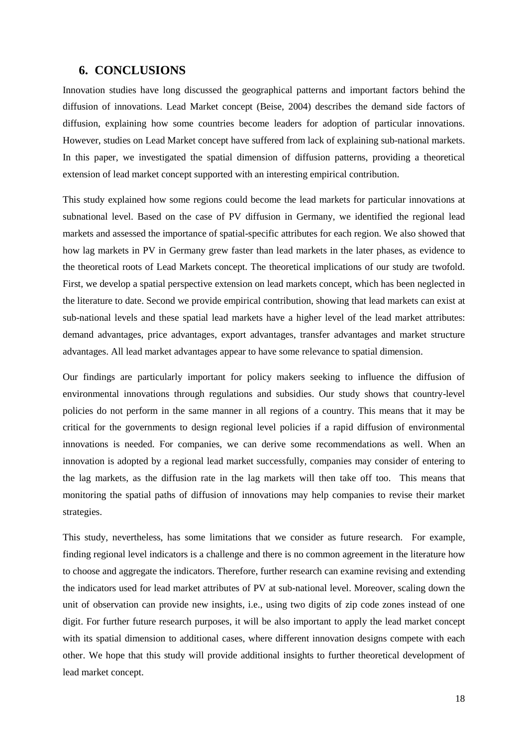## 6. CONCLUSIONS

Innovation studies have long discussed the geographical patterns and important factors behind the diffusion of innovations. Lead Market concept (Beise, 2004) describes the demand side factors of diffusion, explaining how some countries become leaders for adoption of particular innovations. However, studies on Lead Market concept have suffered from lack of explaining sub-national markets. In this paper, we investigated the spatial dimension of diffusion patterns, providing a theoretical extension of lead market concept supported with an interesting empirical contribution.

This study explained how some regions could become the lead markets for particular innovations at subnational level. Based on the case of PV diffusion in Germany, we identified the regional lead markets and assessed the importance of spatial-specific attributes for each region. We also showed that how lag markets in PV in Germany grew faster than lead markets in the later phases, as evidence to the theoretical roots of Lead Markets concept. The theoretical implications of our study are twofold. First, we develop a spatial perspective extension on lead markets concept, which has been neglected in the literature to date. Second we provide empirical contribution, showing that lead markets can exist at sub-national levels and these spatial lead markets have a higher level of the lead market attributes: demand advantages, price advantages, export advantages, transfer advantages and market structure advantages. All lead market advantages appear to have some relevance to spatial dimension.

Our findings are particularly important for policy makers seeking to influence the diffusion of environmental innovations through regulations and subsidies. Our study shows that country-level policies do not perform in the same manner in all regions of a country. This means that it may be critical for the governments to design regional level policies if a rapid diffusion of environmental innovations is needed. For companies, we can derive some recommendations as well. When an innovation is adopted by a regional lead market successfully, companies may consider of entering to the lag markets, as the diffusion rate in the lag markets will then take off too. This means that monitoring the spatial paths of diffusion of innovations may help companies to revise their market strategies.

This study, nevertheless, has some limitations that we consider as future research. For example, finding regional level indicators is a challenge and there is no common agreement in the literature how to choose and aggregate the indicators. Therefore, further research can examine revising and extending the indicators used for lead market attributes of PV at sub-national level. Moreover, scaling down the unit of observation can provide new insights, i.e., using two digits of zip code zones instead of one digit. For further future research purposes, it will be also important to apply the lead market concept with its spatial dimension to additional cases, where different innovation designs compete with each other. We hope that this study will provide additional insights to further theoretical development of lead market concept.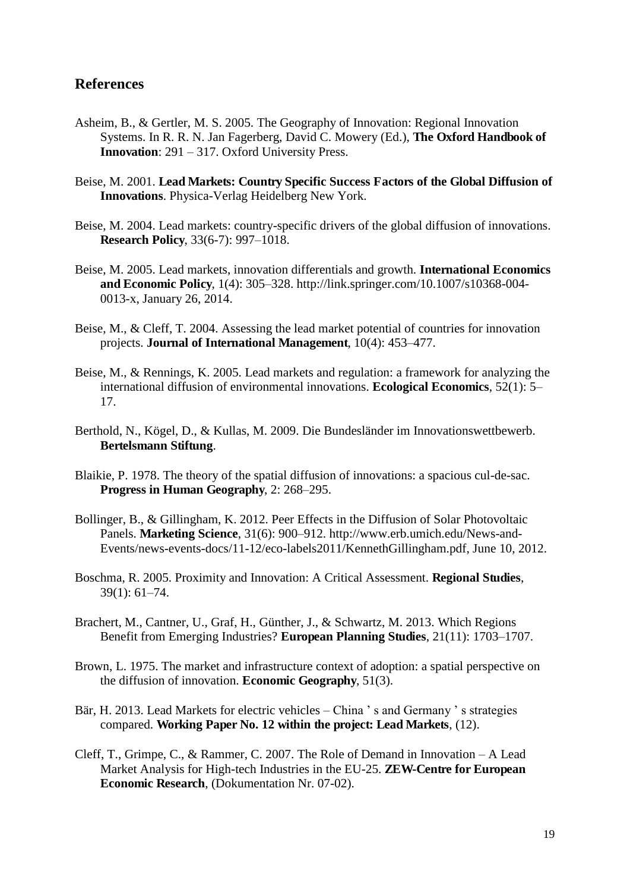## References

Asheim, B., & Gertler, M. S. 2005. The Geography of Innovation: Regional Innovation Systems. In R. R. N. Jan Fagerberg, David C. Mowery (Ed.), **The Oxford Handbook of Innovation**: 291 – 317. Oxford University Press.

Beise, M. 2001. **Lead Markets: Country Specific Success Factors of the Global Diffusion of Innovations**. Physica-Verlag Heidelberg New York.

Beise, M. 2004. Lead markets: country-specific drivers of the global diffusion of innovations. **Research Policy**, 33(6-7): 997–1018.

Beise, M. 2005. Lead markets, innovation differentials and growth. **International Economics and Economic Policy**, 1(4): 305–328. http://link.springer.com/10.1007/s10368-004-0013-x, January 26, 2014.

Beise, M., & Cleff, T. 2004. Assessing the lead market potential of countries for innovation projects. **Journal of International Management**, 10(4): 453–477.

Beise, M., & Rennings, K. 2005. Lead markets and regulation: a framework for analyzing the international diffusion of environmental innovations. **Ecological Economics**, 52(1): 5–17.

Berthold, N., Kögel, D., & Kullas, M. 2009. Die Bundesländer im Innovationswettbewerb. **Bertelsmann Stiftung**.

Blaikie, P. 1978. The theory of the spatial diffusion of innovations: a spacious cul-de-sac. **Progress in Human Geography**, 2: 268–295.

Bollinger, B., & Gillingham, K. 2012. Peer Effects in the Diffusion of Solar Photovoltaic Panels. **Marketing Science**, 31(6): 900–912. http://www.erb.umich.edu/News-and-Events/news-events-docs/11-12/eco-labels2011/KennethGillingham.pdf, June 10, 2012.

Boschma, R. 2005. Proximity and Innovation: A Critical Assessment. **Regional Studies**, 39(1): 61–74.

Brachert, M., Cantner, U., Graf, H., Günther, J., & Schwartz, M. 2013. Which Regions Benefit from Emerging Industries? **European Planning Studies**, 21(11): 1703–1707.

Brown, L. 1975. The market and infrastructure context of adoption: a spatial perspective on the diffusion of innovation. **Economic Geography**, 51(3).

Bär, H. 2013. Lead Markets for electric vehicles – China ' s and Germany ' s strategies compared. **Working Paper No. 12 within the project: Lead Markets**, (12).

Cleff, T., Grimpe, C., & Rammer, C. 2007. The Role of Demand in Innovation – A Lead Market Analysis for High-tech Industries in the EU-25. **ZEW-Centre for European Economic Research**, (Dokumentation Nr. 07-02).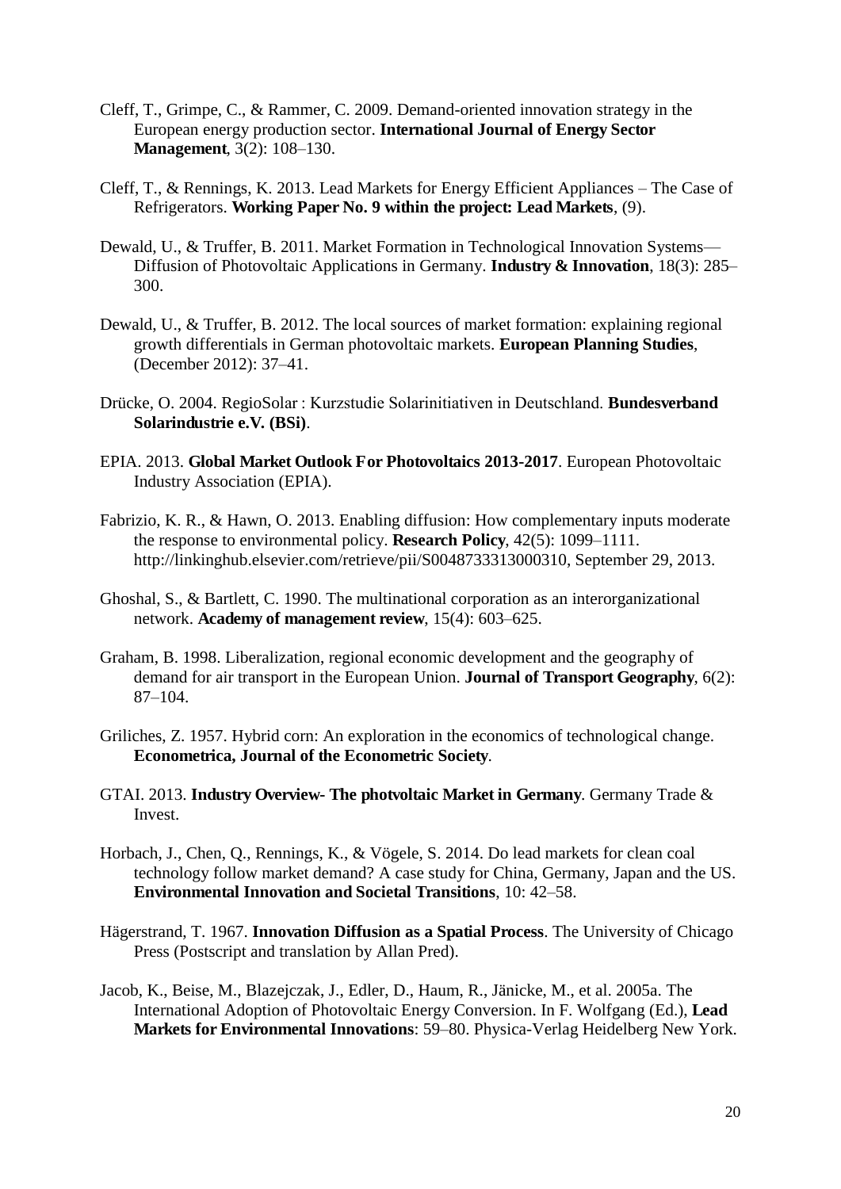Cleff, T., Grimpe, C., & Rammer, C. 2009. Demand-oriented innovation strategy in the European energy production sector. **International Journal of Energy Sector Management**, 3(2): 108–130.

Cleff, T., & Rennings, K. 2013. Lead Markets for Energy Efficient Appliances – The Case of Refrigerators. **Working Paper No. 9 within the project: Lead Markets**, (9).

Dewald, U., & Truffer, B. 2011. Market Formation in Technological Innovation Systems—Diffusion of Photovoltaic Applications in Germany. **Industry & Innovation**, 18(3): 285–300.

Dewald, U., & Truffer, B. 2012. The local sources of market formation: explaining regional growth differentials in German photovoltaic markets. **European Planning Studies**, (December 2012): 37–41.

Drücke, O. 2004. RegioSolar : Kurzstudie Solarinitiativen in Deutschland. **Bundesverband Solarindustrie e.V. (BSi)**.

EPIA. 2013. **Global Market Outlook For Photovoltaics 2013-2017**. European Photovoltaic Industry Association (EPIA).

Fabrizio, K. R., & Hawn, O. 2013. Enabling diffusion: How complementary inputs moderate the response to environmental policy. **Research Policy**, 42(5): 1099–1111. http://linkinghub.elsevier.com/retrieve/pii/S0048733313000310, September 29, 2013.

Ghoshal, S., & Bartlett, C. 1990. The multinational corporation as an interorganizational network. **Academy of management review**, 15(4): 603–625.

Graham, B. 1998. Liberalization, regional economic development and the geography of demand for air transport in the European Union. **Journal of Transport Geography**, 6(2): 87–104.

Griliches, Z. 1957. Hybrid corn: An exploration in the economics of technological change. **Econometrica, Journal of the Econometric Society**.

GTAI. 2013. **Industry Overview- The photvoltaic Market in Germany**. Germany Trade & Invest.

Horbach, J., Chen, Q., Rennings, K., & Vögele, S. 2014. Do lead markets for clean coal technology follow market demand? A case study for China, Germany, Japan and the US. **Environmental Innovation and Societal Transitions**, 10: 42–58.

Hägerstrand, T. 1967. **Innovation Diffusion as a Spatial Process**. The University of Chicago Press (Postscript and translation by Allan Pred).

Jacob, K., Beise, M., Blazejczak, J., Edler, D., Haum, R., Jänicke, M., et al. 2005a. The International Adoption of Photovoltaic Energy Conversion. In F. Wolfgang (Ed.), **Lead Markets for Environmental Innovations**: 59–80. Physica-Verlag Heidelberg New York.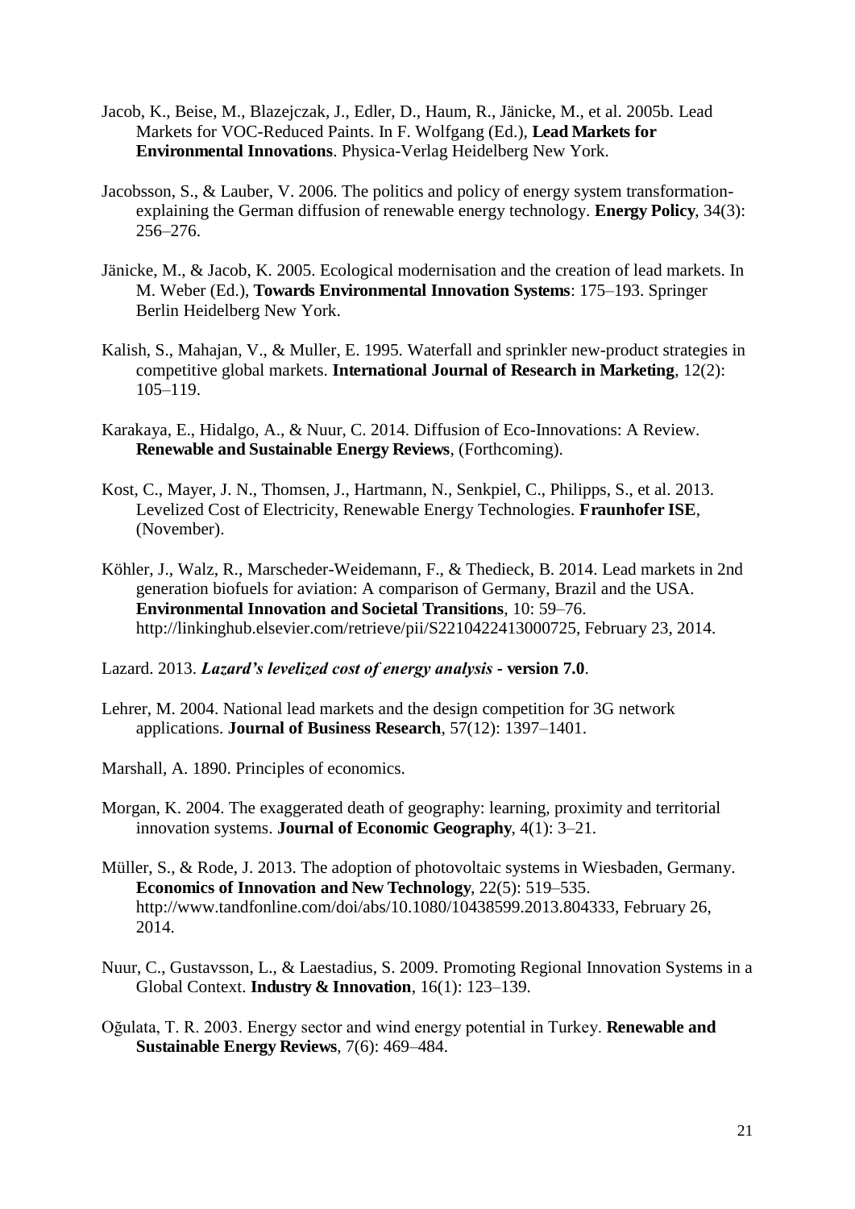Jacob, K., Beise, M., Blazejczak, J., Edler, D., Haum, R., Jänicke, M., et al. 2005b. Lead Markets for VOC-Reduced Paints. In F. Wolfgang (Ed.), **Lead Markets for Environmental Innovations**. Physica-Verlag Heidelberg New York.

Jacobsson, S., & Lauber, V. 2006. The politics and policy of energy system transformation-explaining the German diffusion of renewable energy technology. **Energy Policy**, 34(3): 256–276.

Jänicke, M., & Jacob, K. 2005. Ecological modernisation and the creation of lead markets. In M. Weber (Ed.), **Towards Environmental Innovation Systems**: 175–193. Springer Berlin Heidelberg New York.

Kalish, S., Mahajan, V., & Muller, E. 1995. Waterfall and sprinkler new-product strategies in competitive global markets. **International Journal of Research in Marketing**, 12(2): 105–119.

Karakaya, E., Hidalgo, A., & Nuur, C. 2014. Diffusion of Eco-Innovations: A Review. **Renewable and Sustainable Energy Reviews**, (Forthcoming).

Kost, C., Mayer, J. N., Thomsen, J., Hartmann, N., Senkpiel, C., Philipps, S., et al. 2013. Levelized Cost of Electricity, Renewable Energy Technologies. **Fraunhofer ISE**, (November).

Köhler, J., Walz, R., Marscheder-Weidemann, F., & Thedieck, B. 2014. Lead markets in 2nd generation biofuels for aviation: A comparison of Germany, Brazil and the USA. **Environmental Innovation and Societal Transitions**, 10: 59–76. http://linkinghub.elsevier.com/retrieve/pii/S2210422413000725, February 23, 2014.

Lazard. 2013. ***Lazard's levelized cost of energy analysis* - version 7.0**.

Lehrer, M. 2004. National lead markets and the design competition for 3G network applications. **Journal of Business Research**, 57(12): 1397–1401.

Marshall, A. 1890. Principles of economics.

Morgan, K. 2004. The exaggerated death of geography: learning, proximity and territorial innovation systems. **Journal of Economic Geography**, 4(1): 3–21.

Müller, S., & Rode, J. 2013. The adoption of photovoltaic systems in Wiesbaden, Germany. **Economics of Innovation and New Technology**, 22(5): 519–535. http://www.tandfonline.com/doi/abs/10.1080/10438599.2013.804333, February 26, 2014.

Nuur, C., Gustavsson, L., & Laestadius, S. 2009. Promoting Regional Innovation Systems in a Global Context. **Industry & Innovation**, 16(1): 123–139.

Oğulata, T. R. 2003. Energy sector and wind energy potential in Turkey. **Renewable and Sustainable Energy Reviews**, 7(6): 469–484.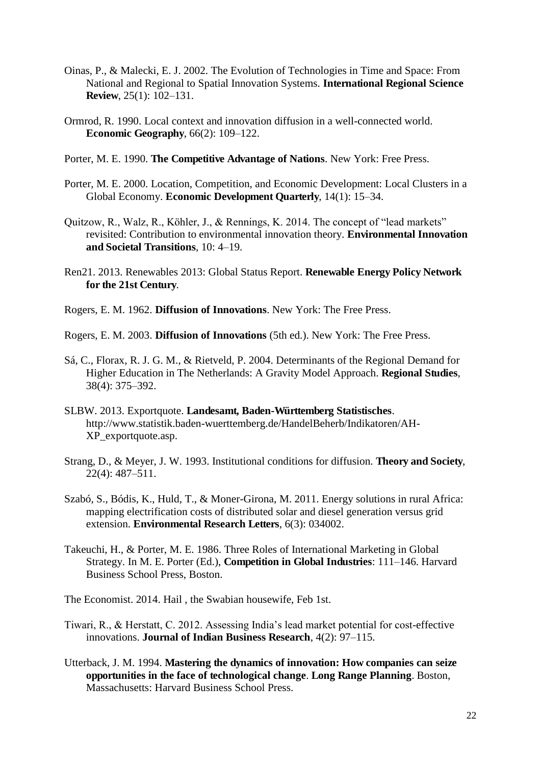Oinas, P., & Malecki, E. J. 2002. The Evolution of Technologies in Time and Space: From National and Regional to Spatial Innovation Systems. **International Regional Science Review**, 25(1): 102–131.

Ormrod, R. 1990. Local context and innovation diffusion in a well-connected world. **Economic Geography**, 66(2): 109–122.

Porter, M. E. 1990. **The Competitive Advantage of Nations**. New York: Free Press.

Porter, M. E. 2000. Location, Competition, and Economic Development: Local Clusters in a Global Economy. **Economic Development Quarterly**, 14(1): 15–34.

Quitzow, R., Walz, R., Köhler, J., & Rennings, K. 2014. The concept of "lead markets" revisited: Contribution to environmental innovation theory. **Environmental Innovation and Societal Transitions**, 10: 4–19.

Ren21. 2013. Renewables 2013: Global Status Report. **Renewable Energy Policy Network for the 21st Century**.

Rogers, E. M. 1962. **Diffusion of Innovations**. New York: The Free Press.

Rogers, E. M. 2003. **Diffusion of Innovations** (5th ed.). New York: The Free Press.

Sá, C., Florax, R. J. G. M., & Rietveld, P. 2004. Determinants of the Regional Demand for Higher Education in The Netherlands: A Gravity Model Approach. **Regional Studies**, 38(4): 375–392.

SLBW. 2013. Exportquote. **Landesamt, Baden-Württemberg Statistisches**. http://www.statistik.baden-wuerttemberg.de/HandelBeherb/Indikatoren/AH-XP_exportquote.asp.

Strang, D., & Meyer, J. W. 1993. Institutional conditions for diffusion. **Theory and Society**, 22(4): 487–511.

Szabó, S., Bódis, K., Huld, T., & Moner-Girona, M. 2011. Energy solutions in rural Africa: mapping electrification costs of distributed solar and diesel generation versus grid extension. **Environmental Research Letters**, 6(3): 034002.

Takeuchi, H., & Porter, M. E. 1986. Three Roles of International Marketing in Global Strategy. In M. E. Porter (Ed.), **Competition in Global Industries**: 111–146. Harvard Business School Press, Boston.

The Economist. 2014. Hail , the Swabian housewife, Feb 1st.

Tiwari, R., & Herstatt, C. 2012. Assessing India's lead market potential for cost-effective innovations. **Journal of Indian Business Research**, 4(2): 97–115.

Utterback, J. M. 1994. **Mastering the dynamics of innovation: How companies can seize opportunities in the face of technological change**. **Long Range Planning**. Boston, Massachusetts: Harvard Business School Press.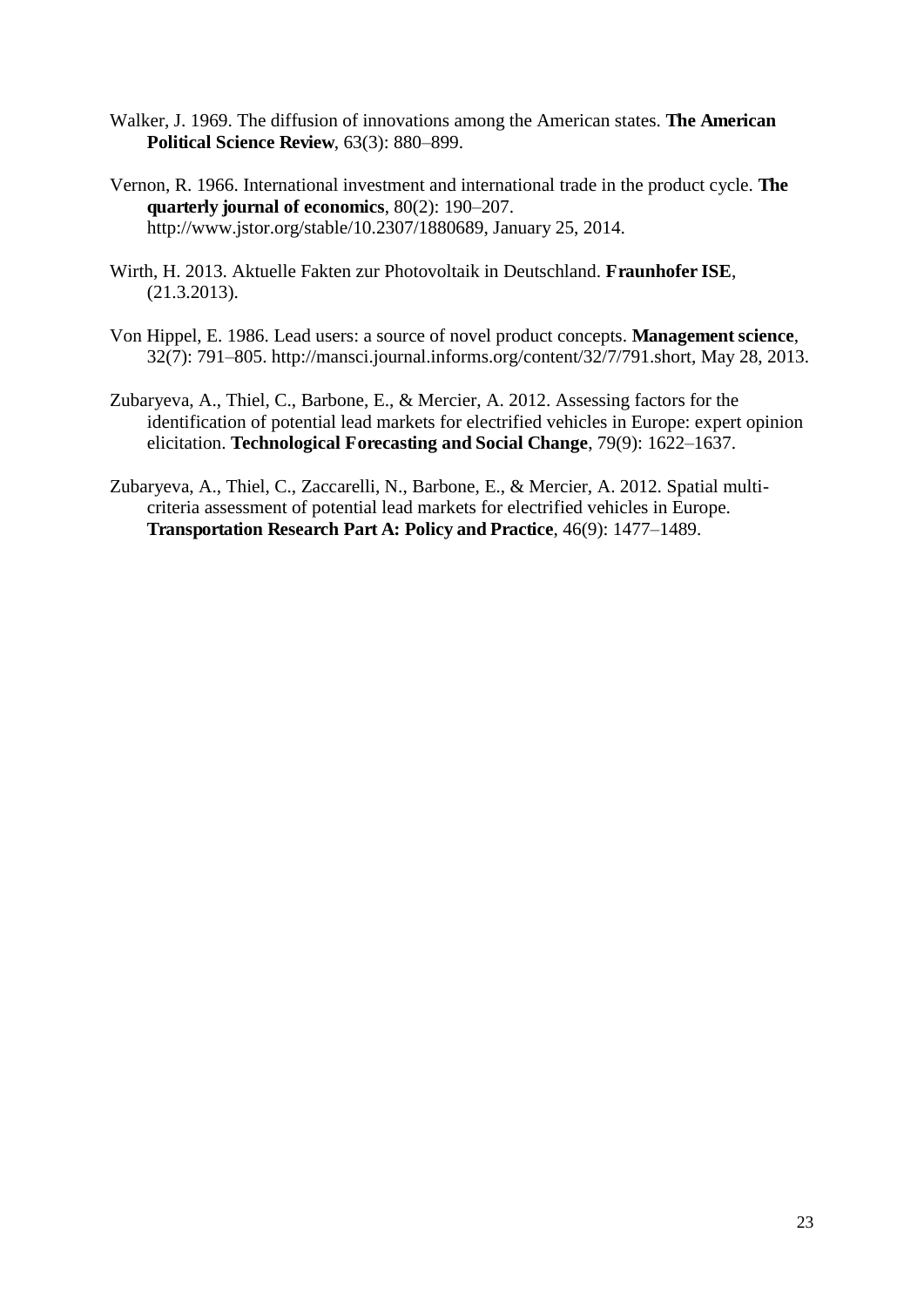Walker, J. 1969. The diffusion of innovations among the American states. **The American Political Science Review**, 63(3): 880–899.

Vernon, R. 1966. International investment and international trade in the product cycle. **The quarterly journal of economics**, 80(2): 190–207. http://www.jstor.org/stable/10.2307/1880689, January 25, 2014.

Wirth, H. 2013. Aktuelle Fakten zur Photovoltaik in Deutschland. **Fraunhofer ISE**, (21.3.2013).

Von Hippel, E. 1986. Lead users: a source of novel product concepts. **Management science**, 32(7): 791–805. http://mansci.journal.informs.org/content/32/7/791.short, May 28, 2013.

Zubaryeva, A., Thiel, C., Barbone, E., & Mercier, A. 2012. Assessing factors for the identification of potential lead markets for electrified vehicles in Europe: expert opinion elicitation. **Technological Forecasting and Social Change**, 79(9): 1622–1637.

Zubaryeva, A., Thiel, C., Zaccarelli, N., Barbone, E., & Mercier, A. 2012. Spatial multi-criteria assessment of potential lead markets for electrified vehicles in Europe. **Transportation Research Part A: Policy and Practice**, 46(9): 1477–1489.